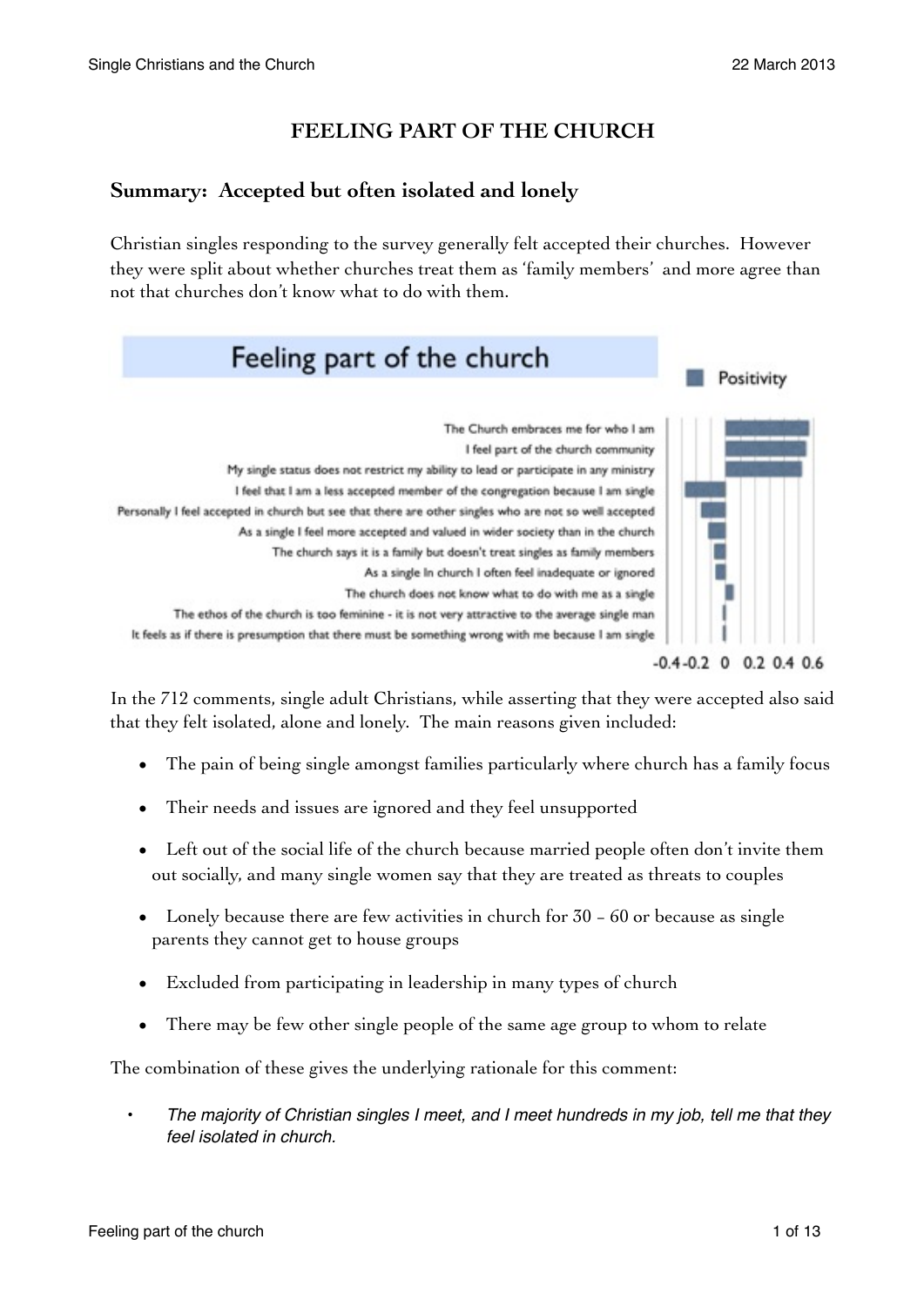# FEELING PART OF THE CHURCH

## Summary: Accepted but often isolated and lonely

Christian singles responding to the survey generally felt accepted their churches. However they were split about whether churches treat them as 'family members' and more agree than not that churches don't know what to do with them.

**Feeling part of the church**

Positivity

- The Church embraces me for who I am
- I feel part of the church community
- My single status does not restrict my ability to lead or participate in any ministry
- I feel that I am a less accepted member of the congregation because I am single
- Personally I feel accepted in church but see that there are other singles who are not so well accepted
- As a single I feel more accepted and valued in wider society than in the church
- The church says it is a family but doesn't treat singles as family members
- As a single In church I often feel inadequate or ignored
- The church does not know what to do with me as a single
- The ethos of the church is too feminine - it is not very attractive to the average single man
- It feels as if there is presumption that there must be something wrong with me because I am single

-0.4 -0.2 0 0.2 0.4 0.6

In the 712 comments, single adult Christians, while asserting that they were accepted also said that they felt isolated, alone and lonely. The main reasons given included:

- The pain of being single amongst families particularly where church has a family focus
- Their needs and issues are ignored and they feel unsupported
- Left out of the social life of the church because married people often don't invite them out socially, and many single women say that they are treated as threats to couples
- Lonely because there are few activities in church for 30 – 60 or because as single parents they cannot get to house groups
- Excluded from participating in leadership in many types of church
- There may be few other single people of the same age group to whom to relate

The combination of these gives the underlying rationale for this comment:

- *The majority of Christian singles I meet, and I meet hundreds in my job, tell me that they feel isolated in church.*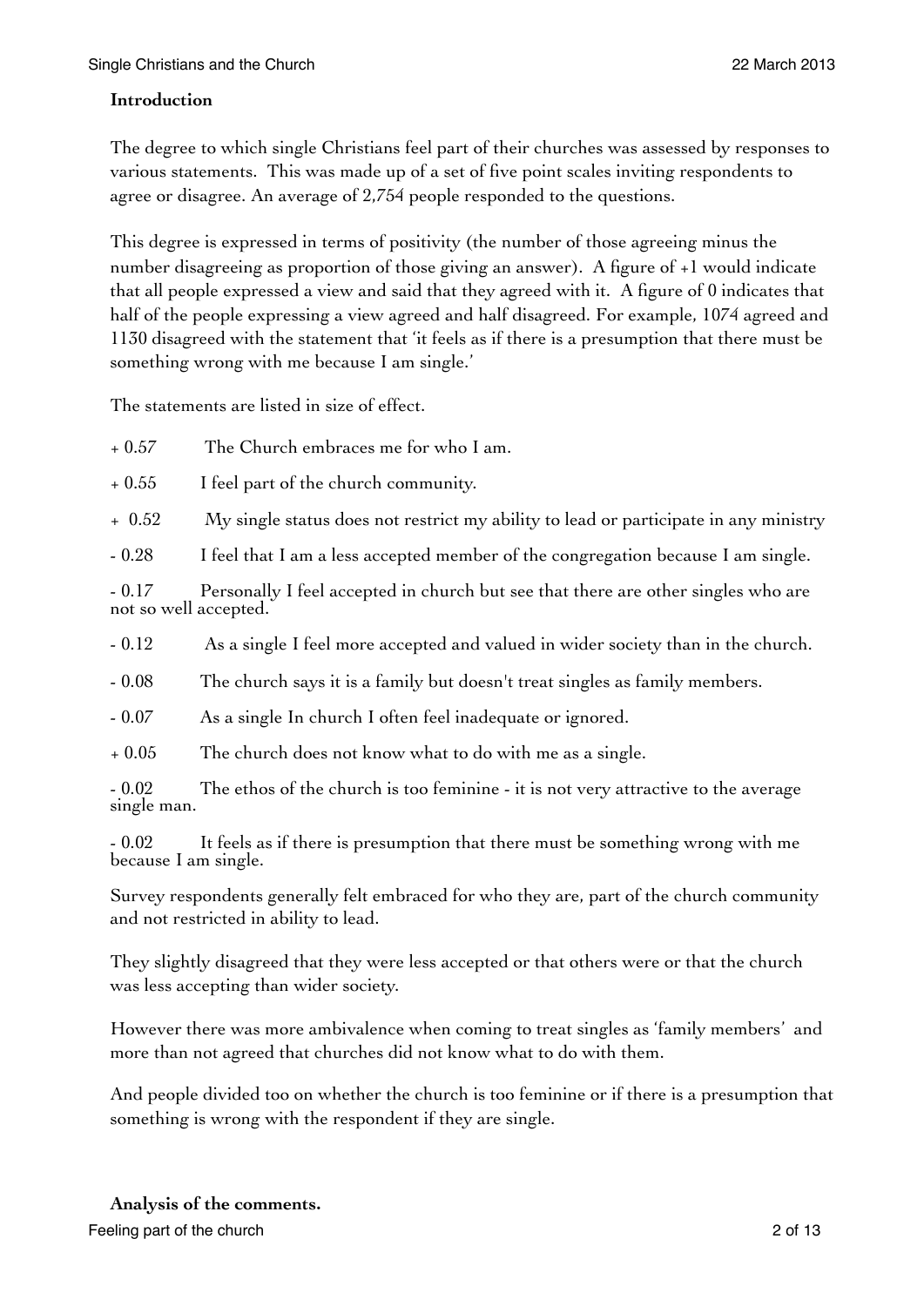**Introduction**

The degree to which single Christians feel part of their churches was assessed by responses to various statements. This was made up of a set of five point scales inviting respondents to agree or disagree. An average of 2,754 people responded to the questions.

This degree is expressed in terms of positivity (the number of those agreeing minus the number disagreeing as proportion of those giving an answer). A figure of +1 would indicate that all people expressed a view and said that they agreed with it. A figure of 0 indicates that half of the people expressing a view agreed and half disagreed. For example, 1074 agreed and 1130 disagreed with the statement that 'it feels as if there is a presumption that there must be something wrong with me because I am single.'

The statements are listed in size of effect.

+ 0.57 The Church embraces me for who I am.

+ 0.55 I feel part of the church community.

+ 0.52 My single status does not restrict my ability to lead or participate in any ministry

- 0.28 I feel that I am a less accepted member of the congregation because I am single.

- 0.17 Personally I feel accepted in church but see that there are other singles who are not so well accepted.

- 0.12 As a single I feel more accepted and valued in wider society than in the church.

- 0.08 The church says it is a family but doesn't treat singles as family members.

- 0.07 As a single In church I often feel inadequate or ignored.

+ 0.05 The church does not know what to do with me as a single.

- 0.02 The ethos of the church is too feminine - it is not very attractive to the average single man.

- 0.02 It feels as if there is presumption that there must be something wrong with me because I am single.

Survey respondents generally felt embraced for who they are, part of the church community and not restricted in ability to lead.

They slightly disagreed that they were less accepted or that others were or that the church was less accepting than wider society.

However there was more ambivalence when coming to treat singles as 'family members' and more than not agreed that churches did not know what to do with them.

And people divided too on whether the church is too feminine or if there is a presumption that something is wrong with the respondent if they are single.

**Analysis of the comments.**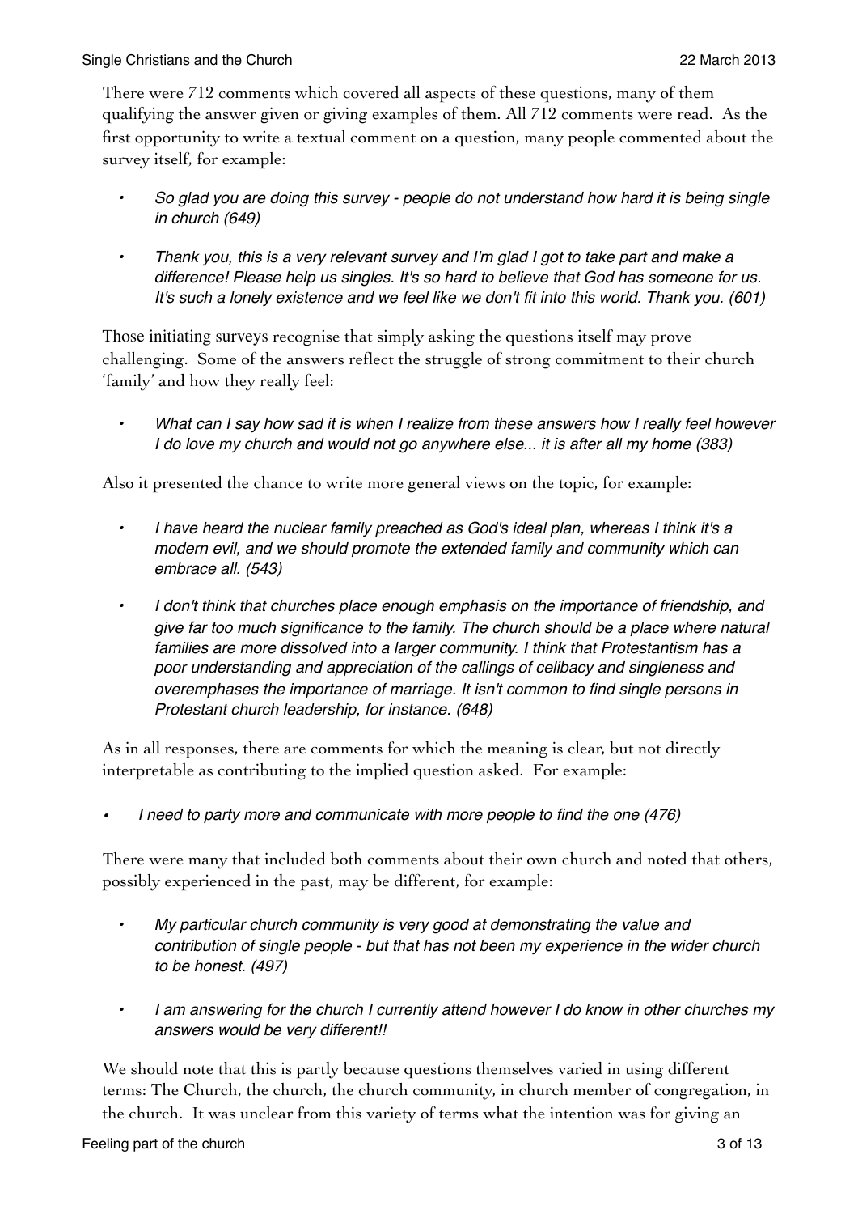There were 712 comments which covered all aspects of these questions, many of them qualifying the answer given or giving examples of them. All 712 comments were read. As the first opportunity to write a textual comment on a question, many people commented about the survey itself, for example:

- *So glad you are doing this survey - people do not understand how hard it is being single in church (649)*
- *Thank you, this is a very relevant survey and I'm glad I got to take part and make a difference! Please help us singles. It's so hard to believe that God has someone for us. It's such a lonely existence and we feel like we don't fit into this world. Thank you. (601)*

Those initiating surveys recognise that simply asking the questions itself may prove challenging. Some of the answers reflect the struggle of strong commitment to their church 'family' and how they really feel:

- *What can I say how sad it is when I realize from these answers how I really feel however I do love my church and would not go anywhere else... it is after all my home (383)*

Also it presented the chance to write more general views on the topic, for example:

- *I have heard the nuclear family preached as God's ideal plan, whereas I think it's a modern evil, and we should promote the extended family and community which can embrace all. (543)*
- *I don't think that churches place enough emphasis on the importance of friendship, and give far too much significance to the family. The church should be a place where natural families are more dissolved into a larger community. I think that Protestantism has a poor understanding and appreciation of the callings of celibacy and singleness and overemphases the importance of marriage. It isn't common to find single persons in Protestant church leadership, for instance. (648)*

As in all responses, there are comments for which the meaning is clear, but not directly interpretable as contributing to the implied question asked. For example:

- *I need to party more and communicate with more people to find the one (476)*

There were many that included both comments about their own church and noted that others, possibly experienced in the past, may be different, for example:

- *My particular church community is very good at demonstrating the value and contribution of single people - but that has not been my experience in the wider church to be honest. (497)*
- *I am answering for the church I currently attend however I do know in other churches my answers would be very different!!*

We should note that this is partly because questions themselves varied in using different terms: The Church, the church, the church community, in church member of congregation, in the church. It was unclear from this variety of terms what the intention was for giving an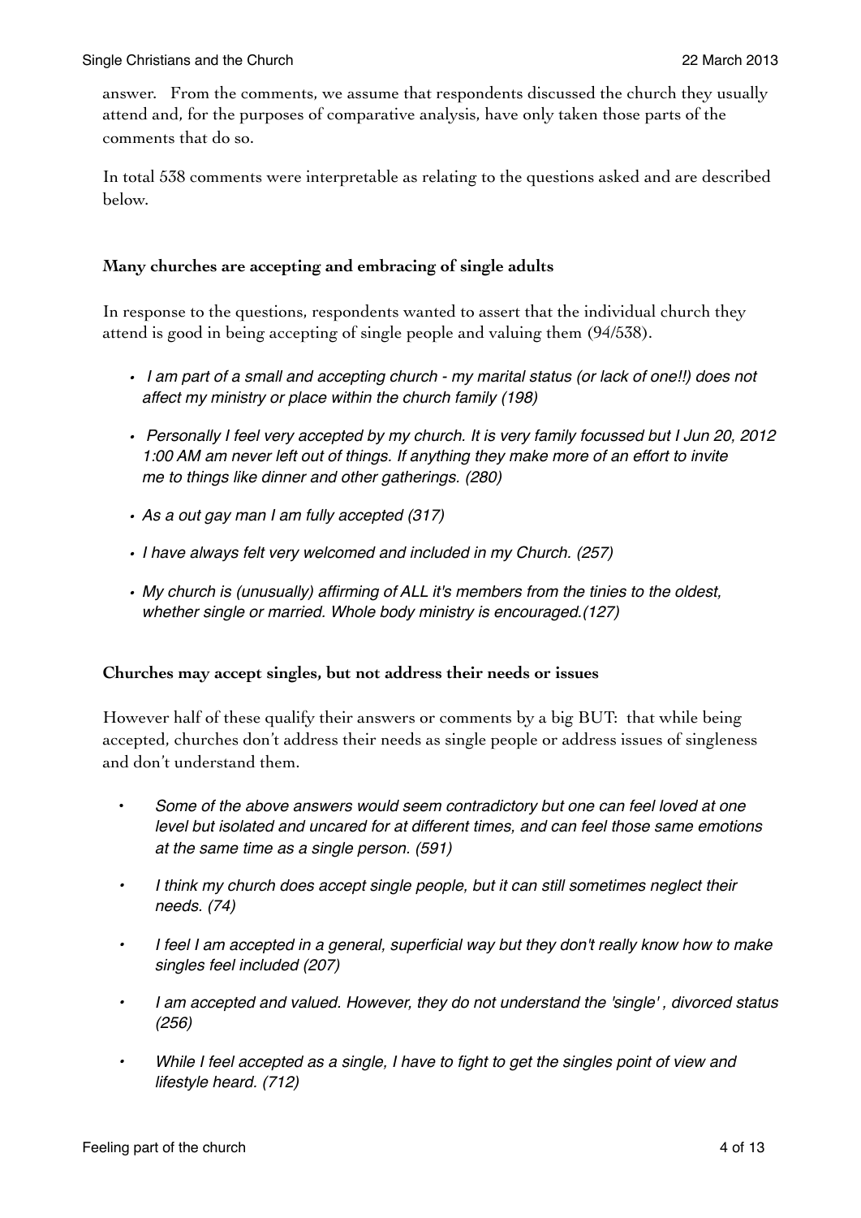answer. From the comments, we assume that respondents discussed the church they usually attend and, for the purposes of comparative analysis, have only taken those parts of the comments that do so.

In total 538 comments were interpretable as relating to the questions asked and are described below.

**Many churches are accepting and embracing of single adults**

In response to the questions, respondents wanted to assert that the individual church they attend is good in being accepting of single people and valuing them (94/538).

- *I am part of a small and accepting church - my marital status (or lack of one!!) does not affect my ministry or place within the church family (198)*
- *Personally I feel very accepted by my church. It is very family focussed but I Jun 20, 2012 1:00 AM am never left out of things. If anything they make more of an effort to invite me to things like dinner and other gatherings. (280)*
- *As a out gay man I am fully accepted (317)*
- *I have always felt very welcomed and included in my Church. (257)*
- *My church is (unusually) affirming of ALL it's members from the tinies to the oldest, whether single or married. Whole body ministry is encouraged.(127)*

**Churches may accept singles, but not address their needs or issues**

However half of these qualify their answers or comments by a big BUT: that while being accepted, churches don't address their needs as single people or address issues of singleness and don't understand them.

- *Some of the above answers would seem contradictory but one can feel loved at one level but isolated and uncared for at different times, and can feel those same emotions at the same time as a single person. (591)*
- *I think my church does accept single people, but it can still sometimes neglect their needs. (74)*
- *I feel I am accepted in a general, superficial way but they don't really know how to make singles feel included (207)*
- *I am accepted and valued. However, they do not understand the 'single' , divorced status (256)*
- *While I feel accepted as a single, I have to fight to get the singles point of view and lifestyle heard. (712)*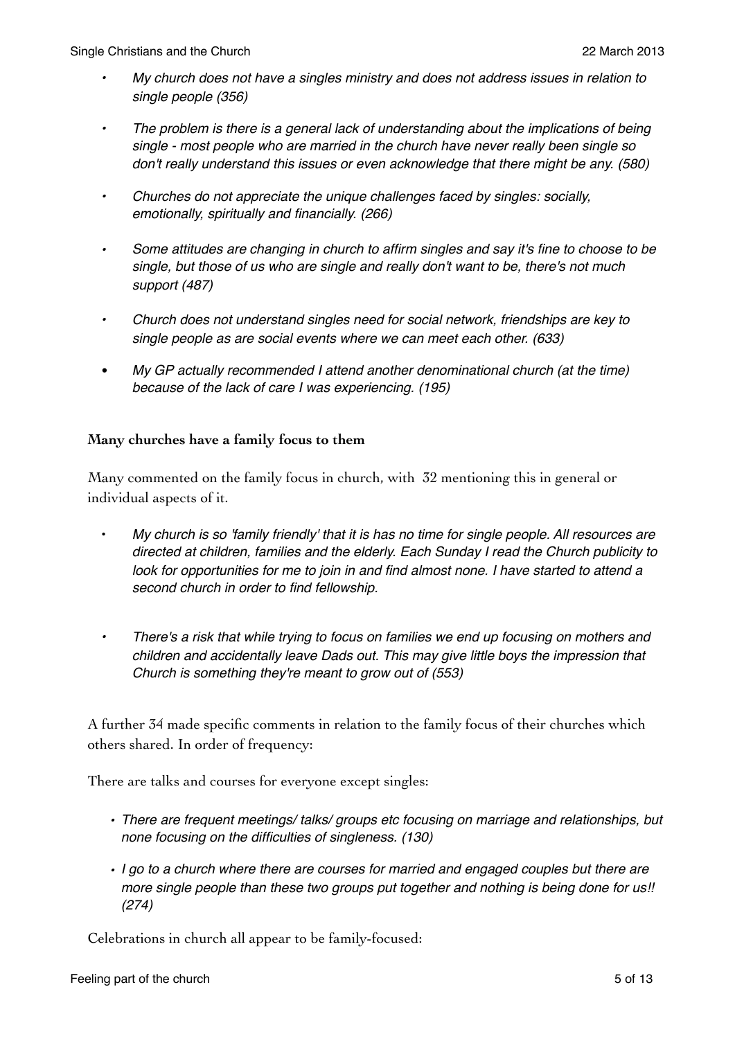- *My church does not have a singles ministry and does not address issues in relation to single people (356)*

- *The problem is there is a general lack of understanding about the implications of being single - most people who are married in the church have never really been single so don't really understand this issues or even acknowledge that there might be any. (580)*

- *Churches do not appreciate the unique challenges faced by singles: socially, emotionally, spiritually and financially. (266)*

- *Some attitudes are changing in church to affirm singles and say it's fine to choose to be single, but those of us who are single and really don't want to be, there's not much support (487)*

- *Church does not understand singles need for social network, friendships are key to single people as are social events where we can meet each other. (633)*

- *My GP actually recommended I attend another denominational church (at the time) because of the lack of care I was experiencing. (195)*

**Many churches have a family focus to them**

Many commented on the family focus in church, with 32 mentioning this in general or individual aspects of it.

- *My church is so 'family friendly' that it is has no time for single people. All resources are directed at children, families and the elderly. Each Sunday I read the Church publicity to look for opportunities for me to join in and find almost none. I have started to attend a second church in order to find fellowship.*

- *There's a risk that while trying to focus on families we end up focusing on mothers and children and accidentally leave Dads out. This may give little boys the impression that Church is something they're meant to grow out of (553)*

A further 34 made specific comments in relation to the family focus of their churches which others shared. In order of frequency:

There are talks and courses for everyone except singles:

- *There are frequent meetings/ talks/ groups etc focusing on marriage and relationships, but none focusing on the difficulties of singleness. (130)*
- *I go to a church where there are courses for married and engaged couples but there are more single people than these two groups put together and nothing is being done for us!! (274)*

Celebrations in church all appear to be family-focused: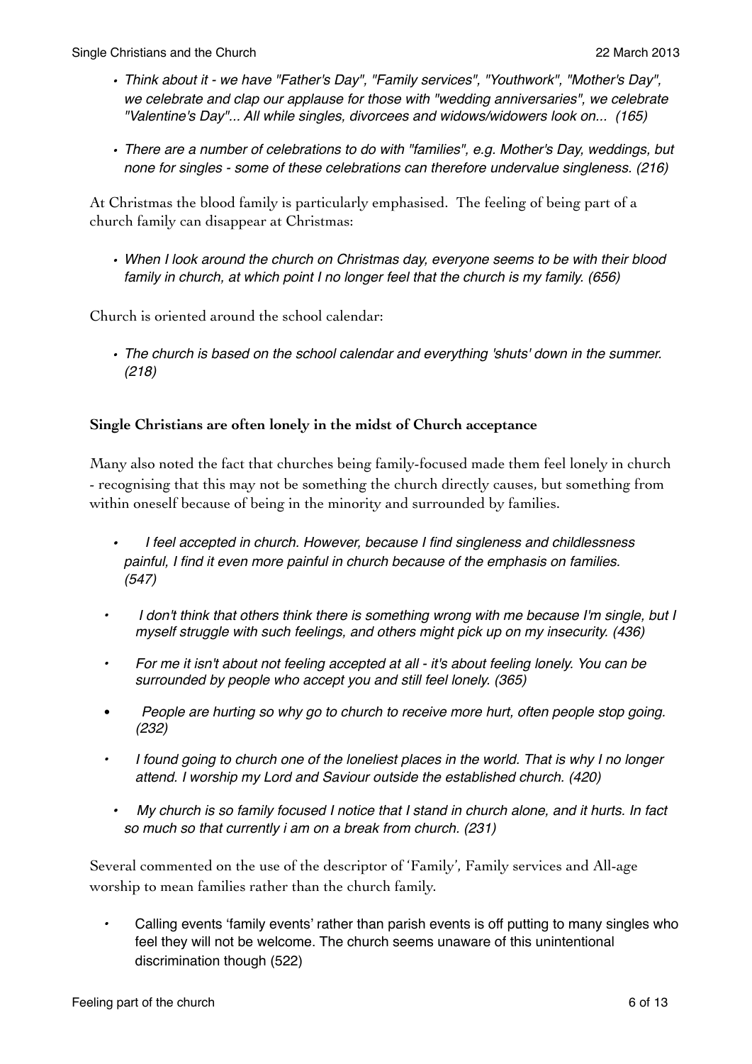- *Think about it - we have "Father's Day", "Family services", "Youthwork", "Mother's Day", we celebrate and clap our applause for those with "wedding anniversaries", we celebrate "Valentine's Day"... All while singles, divorcees and widows/widowers look on... (165)*

- *There are a number of celebrations to do with "families", e.g. Mother's Day, weddings, but none for singles - some of these celebrations can therefore undervalue singleness. (216)*

At Christmas the blood family is particularly emphasised. The feeling of being part of a church family can disappear at Christmas:

- *When I look around the church on Christmas day, everyone seems to be with their blood family in church, at which point I no longer feel that the church is my family. (656)*

Church is oriented around the school calendar:

- *The church is based on the school calendar and everything 'shuts' down in the summer. (218)*

**Single Christians are often lonely in the midst of Church acceptance**

Many also noted the fact that churches being family-focused made them feel lonely in church - recognising that this may not be something the church directly causes, but something from within oneself because of being in the minority and surrounded by families.

- *I feel accepted in church. However, because I find singleness and childlessness painful, I find it even more painful in church because of the emphasis on families. (547)*

- *I don't think that others think there is something wrong with me because I'm single, but I myself struggle with such feelings, and others might pick up on my insecurity. (436)*

- *For me it isn't about not feeling accepted at all - it's about feeling lonely. You can be surrounded by people who accept you and still feel lonely. (365)*

- *People are hurting so why go to church to receive more hurt, often people stop going. (232)*

- *I found going to church one of the loneliest places in the world. That is why I no longer attend. I worship my Lord and Saviour outside the established church. (420)*

- *My church is so family focused I notice that I stand in church alone, and it hurts. In fact so much so that currently i am on a break from church. (231)*

Several commented on the use of the descriptor of 'Family', Family services and All-age worship to mean families rather than the church family.

- Calling events 'family events' rather than parish events is off putting to many singles who feel they will not be welcome. The church seems unaware of this unintentional discrimination though (522)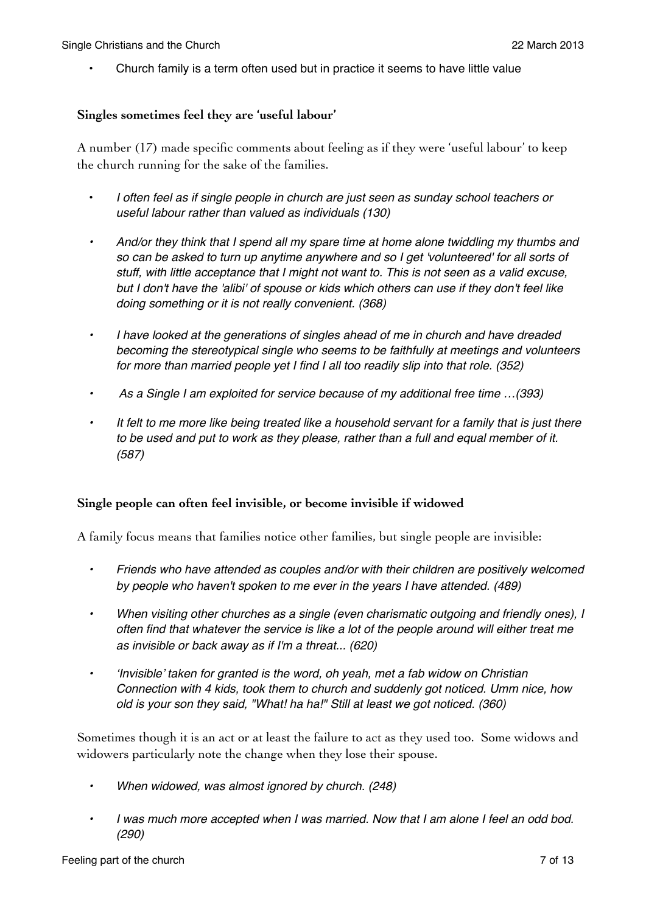- Church family is a term often used but in practice it seems to have little value

**Singles sometimes feel they are 'useful labour'**

A number (17) made specific comments about feeling as if they were 'useful labour' to keep the church running for the sake of the families.

- *I often feel as if single people in church are just seen as sunday school teachers or useful labour rather than valued as individuals (130)*
- *And/or they think that I spend all my spare time at home alone twiddling my thumbs and so can be asked to turn up anytime anywhere and so I get 'volunteered' for all sorts of stuff, with little acceptance that I might not want to. This is not seen as a valid excuse, but I don't have the 'alibi' of spouse or kids which others can use if they don't feel like doing something or it is not really convenient. (368)*
- *I have looked at the generations of singles ahead of me in church and have dreaded becoming the stereotypical single who seems to be faithfully at meetings and volunteers for more than married people yet I find I all too readily slip into that role. (352)*
- *As a Single I am exploited for service because of my additional free time …(393)*
- *It felt to me more like being treated like a household servant for a family that is just there to be used and put to work as they please, rather than a full and equal member of it. (587)*

**Single people can often feel invisible, or become invisible if widowed**

A family focus means that families notice other families, but single people are invisible:

- *Friends who have attended as couples and/or with their children are positively welcomed by people who haven't spoken to me ever in the years I have attended. (489)*
- *When visiting other churches as a single (even charismatic outgoing and friendly ones), I often find that whatever the service is like a lot of the people around will either treat me as invisible or back away as if I'm a threat... (620)*
- *'Invisible' taken for granted is the word, oh yeah, met a fab widow on Christian Connection with 4 kids, took them to church and suddenly got noticed. Umm nice, how old is your son they said, "What! ha ha!" Still at least we got noticed. (360)*

Sometimes though it is an act or at least the failure to act as they used too. Some widows and widowers particularly note the change when they lose their spouse.

- *When widowed, was almost ignored by church. (248)*
- *I was much more accepted when I was married. Now that I am alone I feel an odd bod. (290)*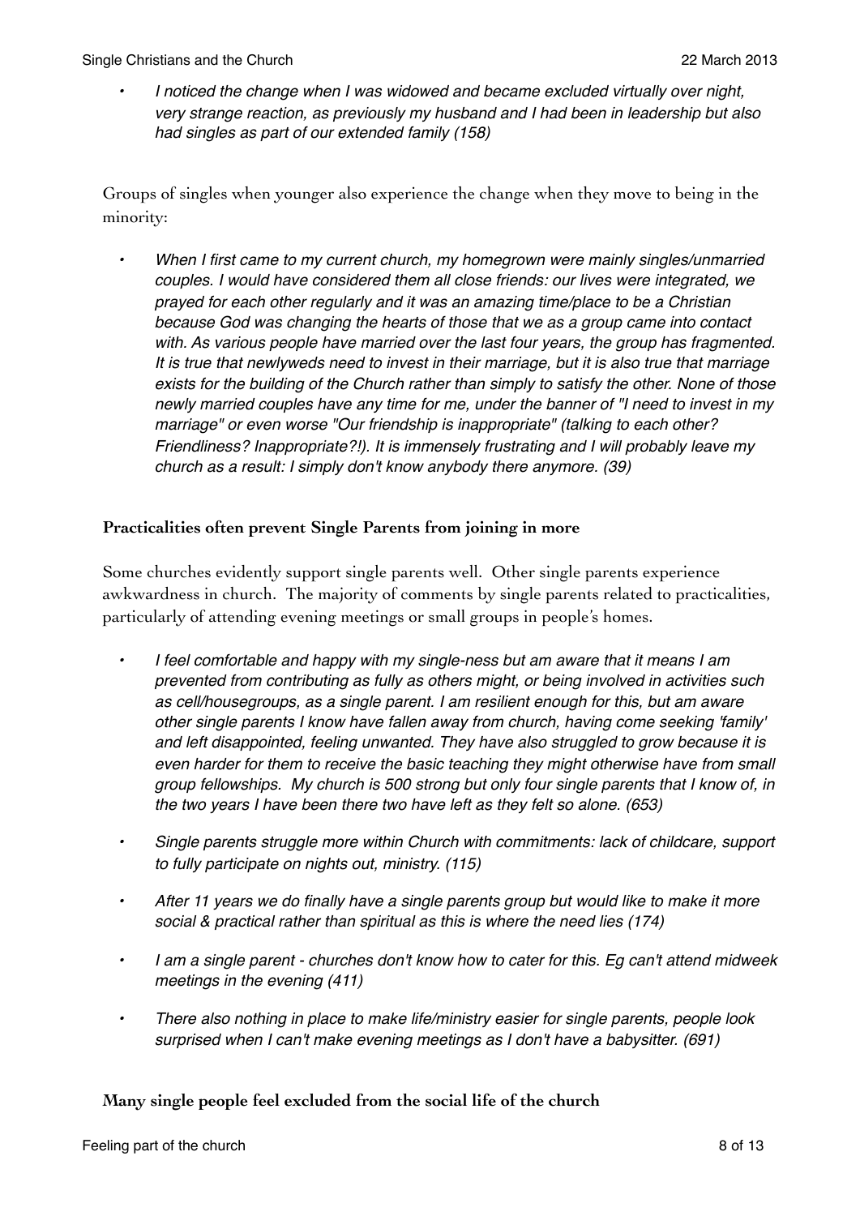- *I noticed the change when I was widowed and became excluded virtually over night, very strange reaction, as previously my husband and I had been in leadership but also had singles as part of our extended family (158)*

Groups of singles when younger also experience the change when they move to being in the minority:

- *When I first came to my current church, my homegrown were mainly singles/unmarried couples. I would have considered them all close friends: our lives were integrated, we prayed for each other regularly and it was an amazing time/place to be a Christian because God was changing the hearts of those that we as a group came into contact with. As various people have married over the last four years, the group has fragmented. It is true that newlyweds need to invest in their marriage, but it is also true that marriage exists for the building of the Church rather than simply to satisfy the other. None of those newly married couples have any time for me, under the banner of "I need to invest in my marriage" or even worse "Our friendship is inappropriate" (talking to each other? Friendliness? Inappropriate?!). It is immensely frustrating and I will probably leave my church as a result: I simply don't know anybody there anymore. (39)*

**Practicalities often prevent Single Parents from joining in more**

Some churches evidently support single parents well. Other single parents experience awkwardness in church. The majority of comments by single parents related to practicalities, particularly of attending evening meetings or small groups in people's homes.

- *I feel comfortable and happy with my single-ness but am aware that it means I am prevented from contributing as fully as others might, or being involved in activities such as cell/housegroups, as a single parent. I am resilient enough for this, but am aware other single parents I know have fallen away from church, having come seeking 'family' and left disappointed, feeling unwanted. They have also struggled to grow because it is even harder for them to receive the basic teaching they might otherwise have from small group fellowships. My church is 500 strong but only four single parents that I know of, in the two years I have been there two have left as they felt so alone. (653)*
- *Single parents struggle more within Church with commitments: lack of childcare, support to fully participate on nights out, ministry. (115)*
- *After 11 years we do finally have a single parents group but would like to make it more social & practical rather than spiritual as this is where the need lies (174)*
- *I am a single parent - churches don't know how to cater for this. Eg can't attend midweek meetings in the evening (411)*
- *There also nothing in place to make life/ministry easier for single parents, people look surprised when I can't make evening meetings as I don't have a babysitter. (691)*

**Many single people feel excluded from the social life of the church**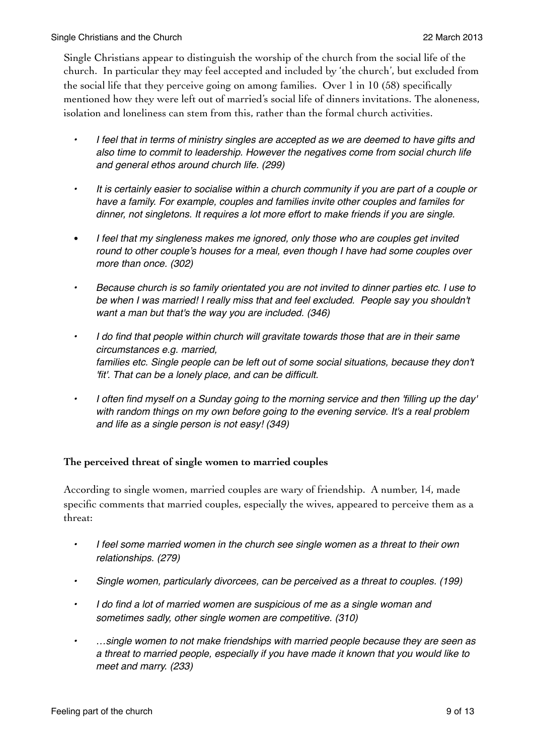Single Christians appear to distinguish the worship of the church from the social life of the church. In particular they may feel accepted and included by 'the church', but excluded from the social life that they perceive going on among families. Over 1 in 10 (58) specifically mentioned how they were left out of married's social life of dinners invitations. The aloneness, isolation and loneliness can stem from this, rather than the formal church activities.

- *I feel that in terms of ministry singles are accepted as we are deemed to have gifts and also time to commit to leadership. However the negatives come from social church life and general ethos around church life. (299)*
- *It is certainly easier to socialise within a church community if you are part of a couple or have a family. For example, couples and families invite other couples and familes for dinner, not singletons. It requires a lot more effort to make friends if you are single.*
- *I feel that my singleness makes me ignored, only those who are couples get invited round to other couple's houses for a meal, even though I have had some couples over more than once. (302)*
- *Because church is so family orientated you are not invited to dinner parties etc. I use to be when I was married! I really miss that and feel excluded. People say you shouldn't want a man but that's the way you are included. (346)*
- *I do find that people within church will gravitate towards those that are in their same circumstances e.g. married, families etc. Single people can be left out of some social situations, because they don't 'fit'. That can be a lonely place, and can be difficult.*
- *I often find myself on a Sunday going to the morning service and then 'filling up the day' with random things on my own before going to the evening service. It's a real problem and life as a single person is not easy! (349)*

**The perceived threat of single women to married couples**

According to single women, married couples are wary of friendship. A number, 14, made specific comments that married couples, especially the wives, appeared to perceive them as a threat:

- *I feel some married women in the church see single women as a threat to their own relationships. (279)*
- *Single women, particularly divorcees, can be perceived as a threat to couples. (199)*
- *I do find a lot of married women are suspicious of me as a single woman and sometimes sadly, other single women are competitive. (310)*
- *…single women to not make friendships with married people because they are seen as a threat to married people, especially if you have made it known that you would like to meet and marry. (233)*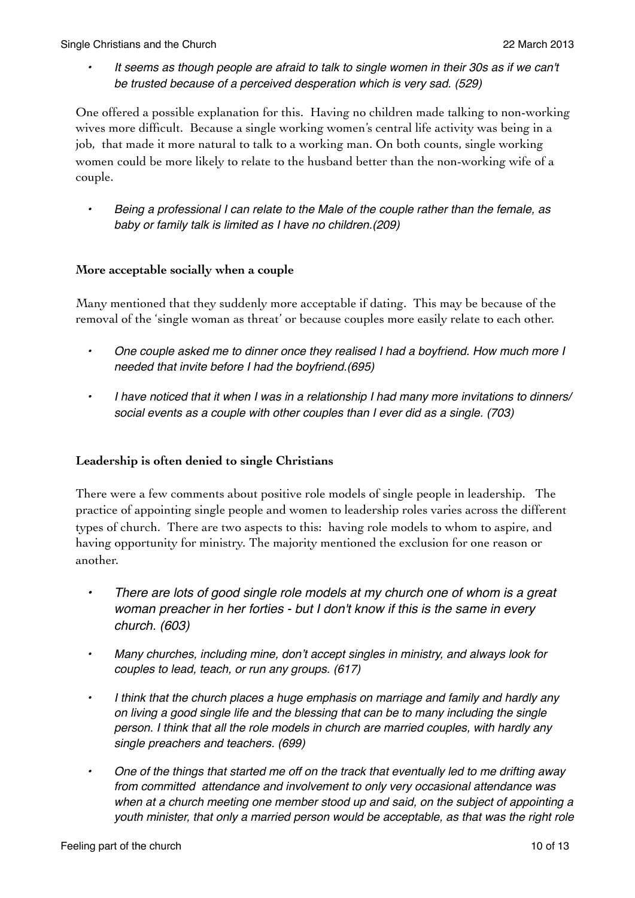- *It seems as though people are afraid to talk to single women in their 30s as if we can't be trusted because of a perceived desperation which is very sad. (529)*

One offered a possible explanation for this. Having no children made talking to non-working wives more difficult. Because a single working women's central life activity was being in a job, that made it more natural to talk to a working man. On both counts, single working women could be more likely to relate to the husband better than the non-working wife of a couple.

- *Being a professional I can relate to the Male of the couple rather than the female, as baby or family talk is limited as I have no children.(209)*

**More acceptable socially when a couple**

Many mentioned that they suddenly more acceptable if dating. This may be because of the removal of the 'single woman as threat' or because couples more easily relate to each other.

- *One couple asked me to dinner once they realised I had a boyfriend. How much more I needed that invite before I had the boyfriend.(695)*
- *I have noticed that it when I was in a relationship I had many more invitations to dinners/ social events as a couple with other couples than I ever did as a single. (703)*

**Leadership is often denied to single Christians**

There were a few comments about positive role models of single people in leadership. The practice of appointing single people and women to leadership roles varies across the different types of church. There are two aspects to this: having role models to whom to aspire, and having opportunity for ministry. The majority mentioned the exclusion for one reason or another.

- *There are lots of good single role models at my church one of whom is a great woman preacher in her forties - but I don't know if this is the same in every church. (603)*
- *Many churches, including mine, don't accept singles in ministry, and always look for couples to lead, teach, or run any groups. (617)*
- *I think that the church places a huge emphasis on marriage and family and hardly any on living a good single life and the blessing that can be to many including the single person. I think that all the role models in church are married couples, with hardly any single preachers and teachers. (699)*
- *One of the things that started me off on the track that eventually led to me drifting away from committed attendance and involvement to only very occasional attendance was when at a church meeting one member stood up and said, on the subject of appointing a youth minister, that only a married person would be acceptable, as that was the right role*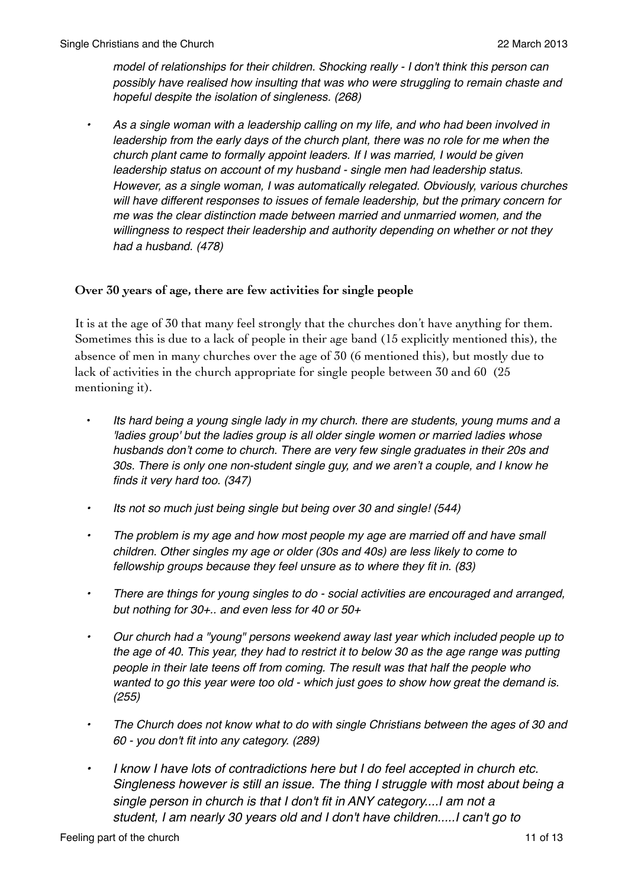*model of relationships for their children. Shocking really - I don't think this person can possibly have realised how insulting that was who were struggling to remain chaste and hopeful despite the isolation of singleness. (268)*

- *As a single woman with a leadership calling on my life, and who had been involved in leadership from the early days of the church plant, there was no role for me when the church plant came to formally appoint leaders. If I was married, I would be given leadership status on account of my husband - single men had leadership status. However, as a single woman, I was automatically relegated. Obviously, various churches will have different responses to issues of female leadership, but the primary concern for me was the clear distinction made between married and unmarried women, and the willingness to respect their leadership and authority depending on whether or not they had a husband. (478)*

### Over 30 years of age, there are few activities for single people

It is at the age of 30 that many feel strongly that the churches don't have anything for them. Sometimes this is due to a lack of people in their age band (15 explicitly mentioned this), the absence of men in many churches over the age of 30 (6 mentioned this), but mostly due to lack of activities in the church appropriate for single people between 30 and 60 (25 mentioning it).

- *Its hard being a young single lady in my church. there are students, young mums and a 'ladies group' but the ladies group is all older single women or married ladies whose husbands don't come to church. There are very few single graduates in their 20s and 30s. There is only one non-student single guy, and we aren't a couple, and I know he finds it very hard too. (347)*
- *Its not so much just being single but being over 30 and single! (544)*
- *The problem is my age and how most people my age are married off and have small children. Other singles my age or older (30s and 40s) are less likely to come to fellowship groups because they feel unsure as to where they fit in. (83)*
- *There are things for young singles to do - social activities are encouraged and arranged, but nothing for 30+.. and even less for 40 or 50+*
- *Our church had a "young" persons weekend away last year which included people up to the age of 40. This year, they had to restrict it to below 30 as the age range was putting people in their late teens off from coming. The result was that half the people who wanted to go this year were too old - which just goes to show how great the demand is. (255)*
- *The Church does not know what to do with single Christians between the ages of 30 and 60 - you don't fit into any category. (289)*
- *I know I have lots of contradictions here but I do feel accepted in church etc. Singleness however is still an issue. The thing I struggle with most about being a single person in church is that I don't fit in ANY category....I am not a student, I am nearly 30 years old and I don't have children.....I can't go to*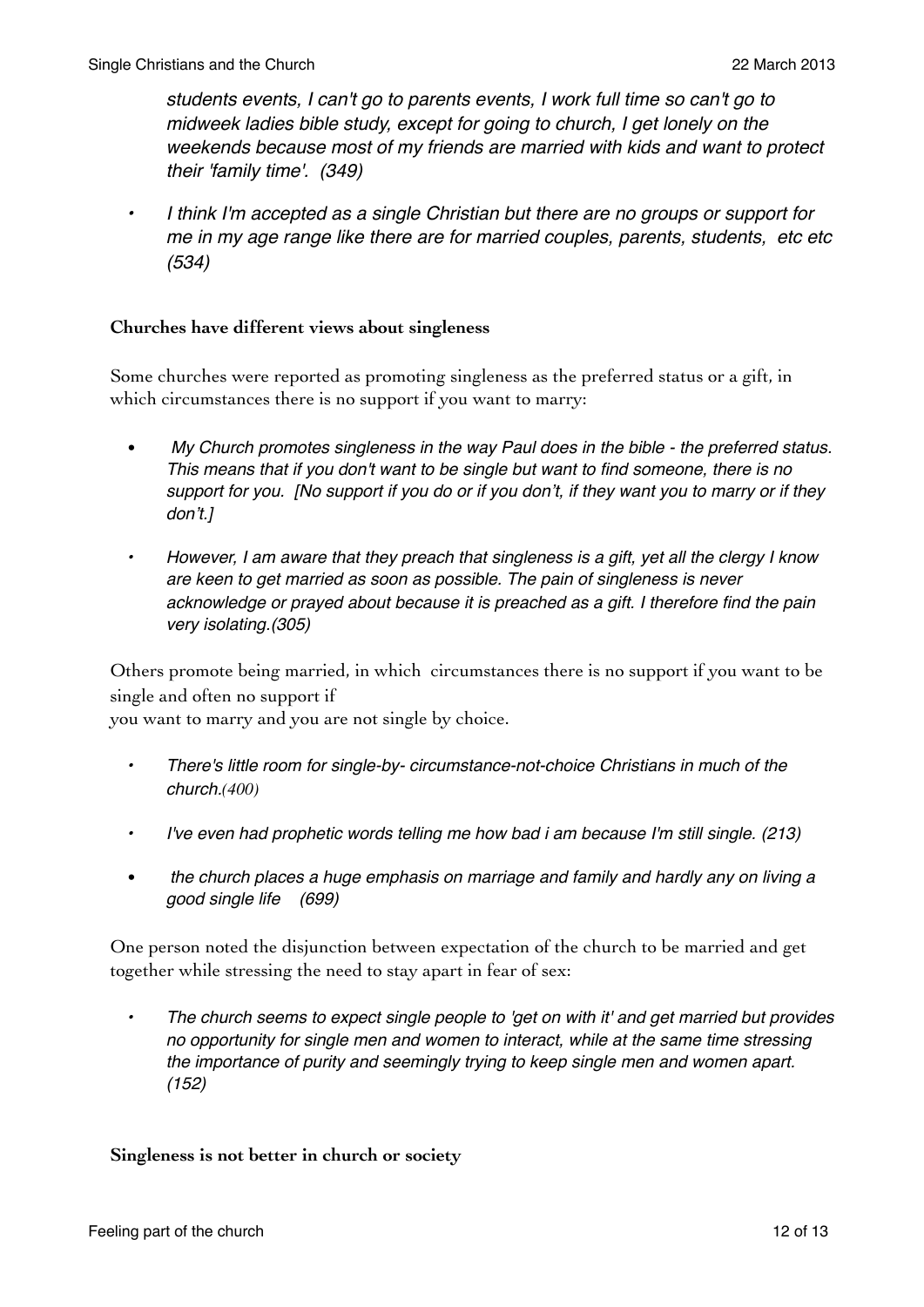*students events, I can't go to parents events, I work full time so can't go to midweek ladies bible study, except for going to church, I get lonely on the weekends because most of my friends are married with kids and want to protect their 'family time'. (349)*

- *I think I'm accepted as a single Christian but there are no groups or support for me in my age range like there are for married couples, parents, students, etc etc (534)*

**Churches have different views about singleness**

Some churches were reported as promoting singleness as the preferred status or a gift, in which circumstances there is no support if you want to marry:

- *My Church promotes singleness in the way Paul does in the bible - the preferred status. This means that if you don't want to be single but want to find someone, there is no support for you. [No support if you do or if you don't, if they want you to marry or if they don't.]*
- *However, I am aware that they preach that singleness is a gift, yet all the clergy I know are keen to get married as soon as possible. The pain of singleness is never acknowledge or prayed about because it is preached as a gift. I therefore find the pain very isolating.(305)*

Others promote being married, in which circumstances there is no support if you want to be single and often no support if you want to marry and you are not single by choice.

- *There's little room for single-by- circumstance-not-choice Christians in much of the church.(400)*
- *I've even had prophetic words telling me how bad i am because I'm still single. (213)*
- *the church places a huge emphasis on marriage and family and hardly any on living a good single life (699)*

One person noted the disjunction between expectation of the church to be married and get together while stressing the need to stay apart in fear of sex:

- *The church seems to expect single people to 'get on with it' and get married but provides no opportunity for single men and women to interact, while at the same time stressing the importance of purity and seemingly trying to keep single men and women apart. (152)*

**Singleness is not better in church or society**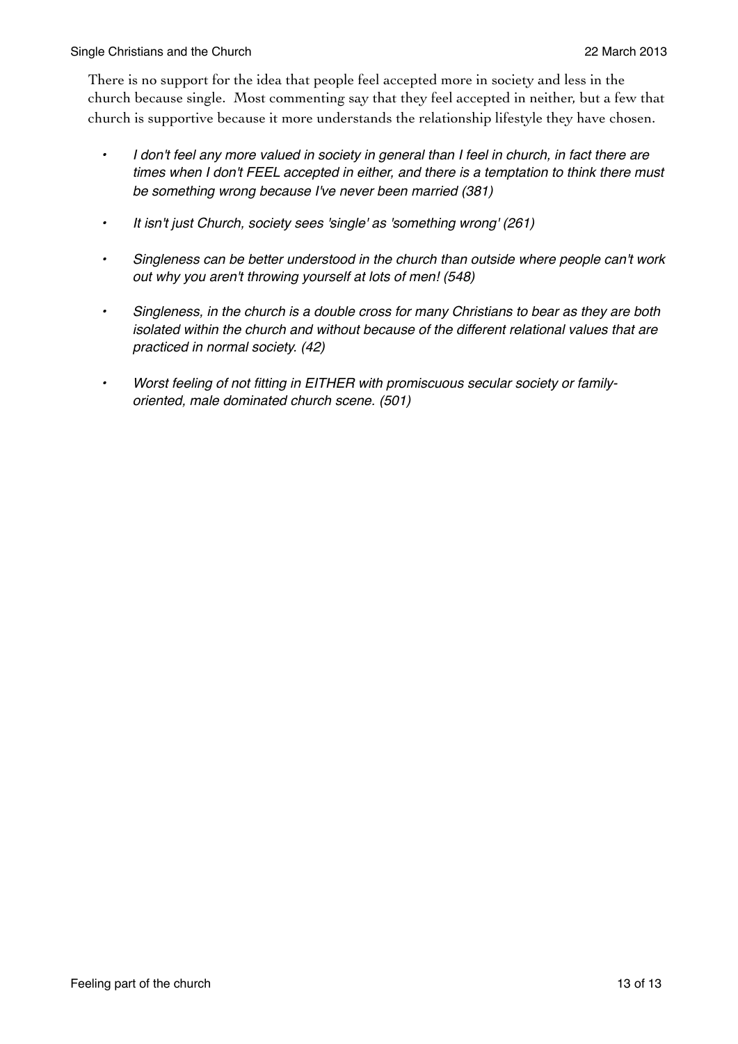There is no support for the idea that people feel accepted more in society and less in the church because single. Most commenting say that they feel accepted in neither, but a few that church is supportive because it more understands the relationship lifestyle they have chosen.

- *I don't feel any more valued in society in general than I feel in church, in fact there are times when I don't FEEL accepted in either, and there is a temptation to think there must be something wrong because I've never been married (381)*
- *It isn't just Church, society sees 'single' as 'something wrong' (261)*
- *Singleness can be better understood in the church than outside where people can't work out why you aren't throwing yourself at lots of men! (548)*
- *Singleness, in the church is a double cross for many Christians to bear as they are both isolated within the church and without because of the different relational values that are practiced in normal society. (42)*
- *Worst feeling of not fitting in EITHER with promiscuous secular society or family-oriented, male dominated church scene. (501)*